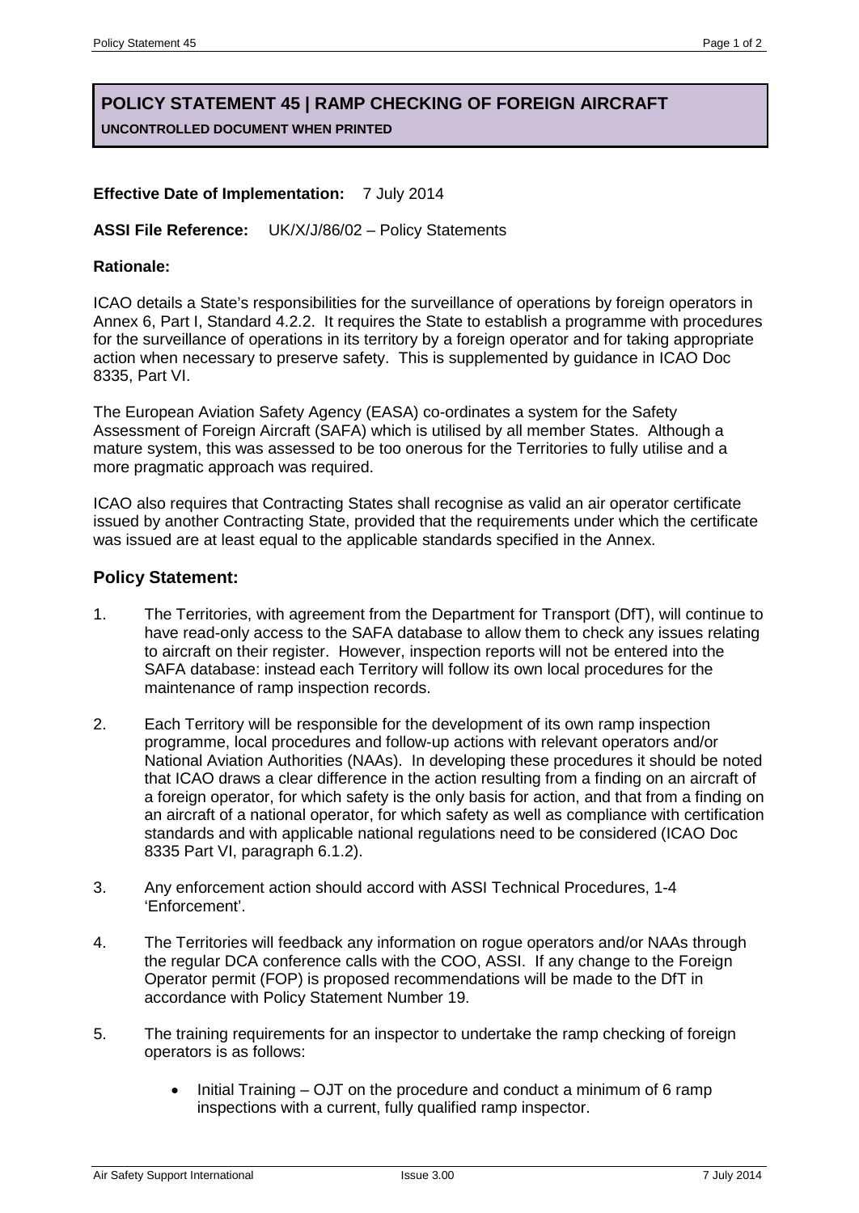# POLICY STATEMENT 45 | RAMP CHECKING OF FOREIGN AIRCRAFT

**UNCONTROLLED DOCUMENT WHEN PRINTED**

**Effective Date of Implementation:** 7 July 2014

**ASSI File Reference:** UK/X/J/86/02 – Policy Statements

**Rationale:**

ICAO details a State's responsibilities for the surveillance of operations by foreign operators in Annex 6, Part I, Standard 4.2.2. It requires the State to establish a programme with procedures for the surveillance of operations in its territory by a foreign operator and for taking appropriate action when necessary to preserve safety. This is supplemented by guidance in ICAO Doc 8335, Part VI.

The European Aviation Safety Agency (EASA) co-ordinates a system for the Safety Assessment of Foreign Aircraft (SAFA) which is utilised by all member States. Although a mature system, this was assessed to be too onerous for the Territories to fully utilise and a more pragmatic approach was required.

ICAO also requires that Contracting States shall recognise as valid an air operator certificate issued by another Contracting State, provided that the requirements under which the certificate was issued are at least equal to the applicable standards specified in the Annex.

## Policy Statement:

1. The Territories, with agreement from the Department for Transport (DfT), will continue to have read-only access to the SAFA database to allow them to check any issues relating to aircraft on their register. However, inspection reports will not be entered into the SAFA database: instead each Territory will follow its own local procedures for the maintenance of ramp inspection records.

2. Each Territory will be responsible for the development of its own ramp inspection programme, local procedures and follow-up actions with relevant operators and/or National Aviation Authorities (NAAs). In developing these procedures it should be noted that ICAO draws a clear difference in the action resulting from a finding on an aircraft of a foreign operator, for which safety is the only basis for action, and that from a finding on an aircraft of a national operator, for which safety as well as compliance with certification standards and with applicable national regulations need to be considered (ICAO Doc 8335 Part VI, paragraph 6.1.2).

3. Any enforcement action should accord with ASSI Technical Procedures, 1-4 'Enforcement'.

4. The Territories will feedback any information on rogue operators and/or NAAs through the regular DCA conference calls with the COO, ASSI. If any change to the Foreign Operator permit (FOP) is proposed recommendations will be made to the DfT in accordance with Policy Statement Number 19.

5. The training requirements for an inspector to undertake the ramp checking of foreign operators is as follows:

    - Initial Training – OJT on the procedure and conduct a minimum of 6 ramp inspections with a current, fully qualified ramp inspector.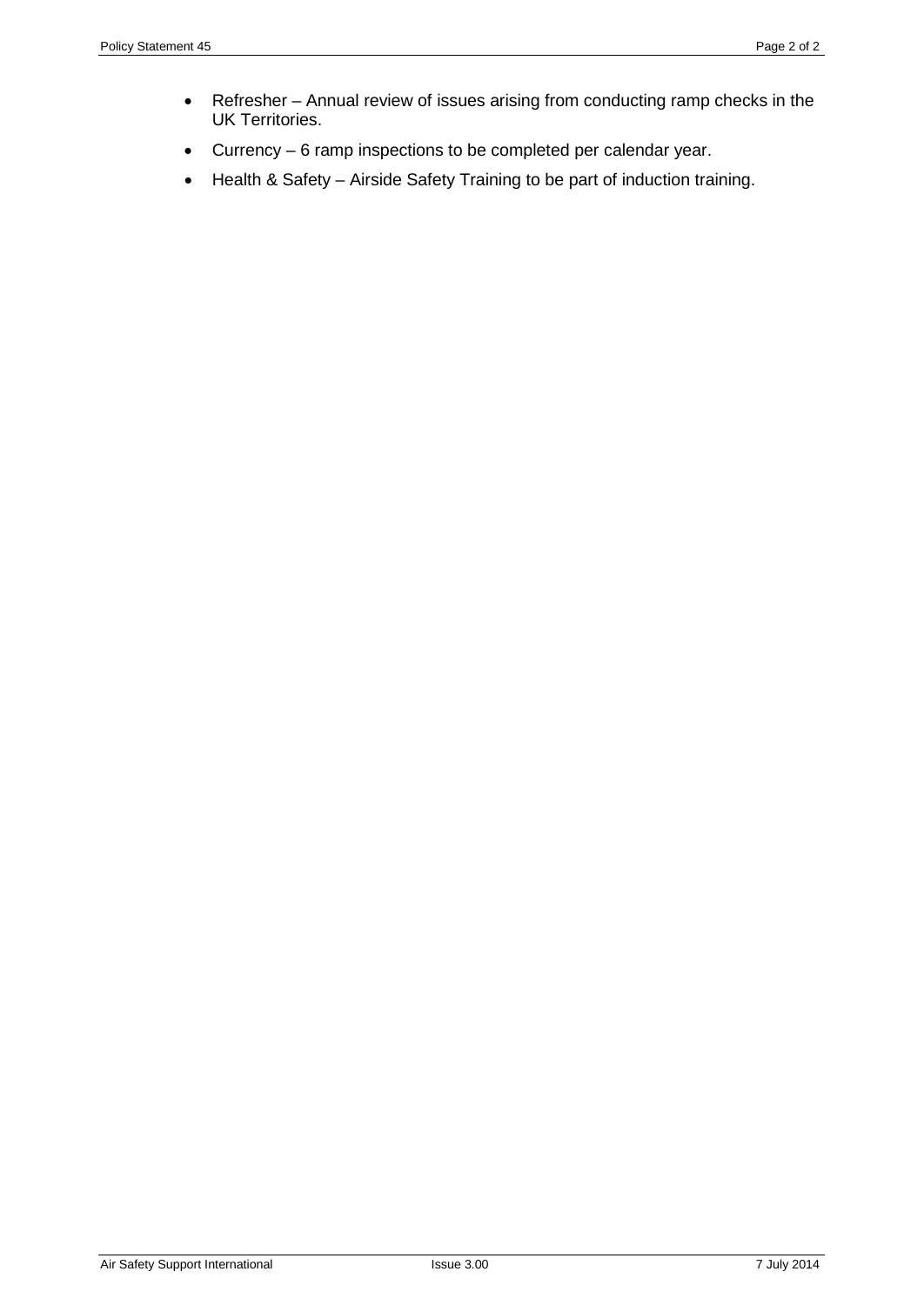- Refresher – Annual review of issues arising from conducting ramp checks in the UK Territories.
- Currency – 6 ramp inspections to be completed per calendar year.
- Health & Safety – Airside Safety Training to be part of induction training.